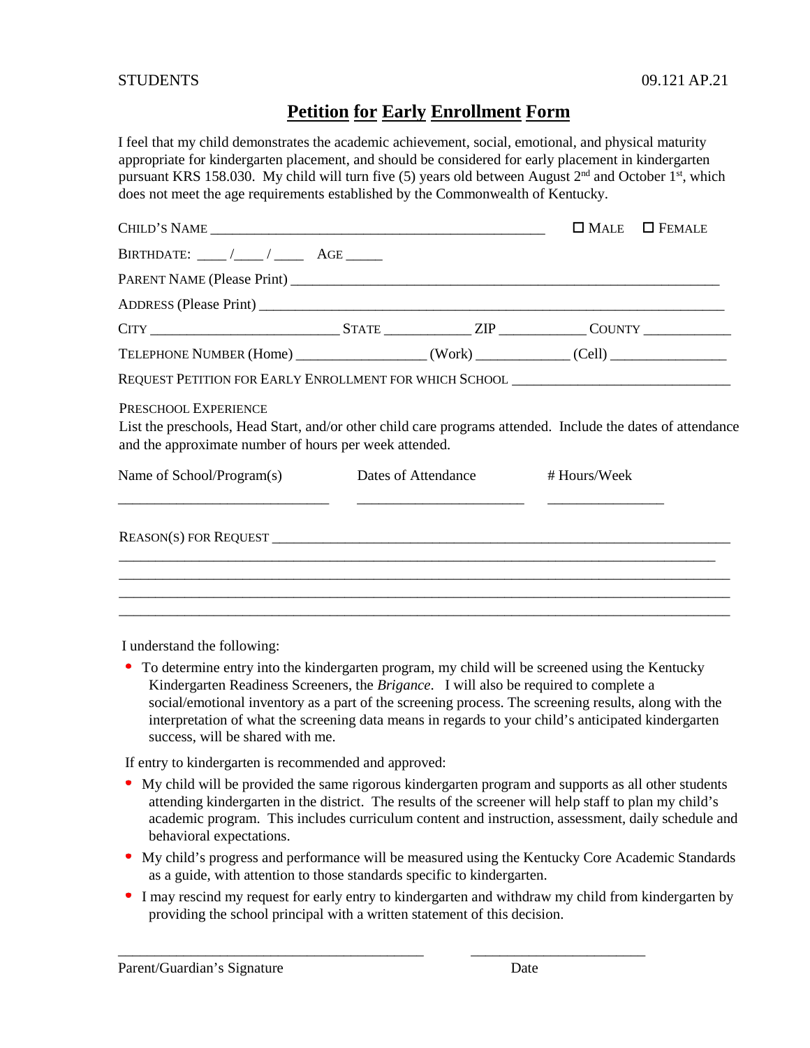STUDENTS 09.121 AP.21

# Petition for Early Enrollment Form

I feel that my child demonstrates the academic achievement, social, emotional, and physical maturity appropriate for kindergarten placement, and should be considered for early placement in kindergarten pursuant KRS 158.030. My child will turn five (5) years old between August 2nd and October 1st, which does not meet the age requirements established by the Commonwealth of Kentucky.

CHILD'S NAME ______________________________________________ ☐ MALE ☐ FEMALE

BIRTHDATE: ____ /____ / ____ AGE _____

PARENT NAME (Please Print) ___________________________________________________________

ADDRESS (Please Print) _______________________________________________________________

CITY _________________________ STATE ___________ ZIP ___________ COUNTY ____________

TELEPHONE NUMBER (Home) _________________ (Work) ____________ (Cell) _______________

REQUEST PETITION FOR EARLY ENROLLMENT FOR WHICH SCHOOL ____________________________

PRESCHOOL EXPERIENCE

List the preschools, Head Start, and/or other child care programs attended. Include the dates of attendance and the approximate number of hours per week attended.

| Name of School/Program(s) | Dates of Attendance | # Hours/Week |
|---|---|---|
| ____________________________ | ______________________ | _______________ |

REASON(S) FOR REQUEST ______________________________________________________________

_________________________________________________________________________________

_________________________________________________________________________________

_________________________________________________________________________________

_________________________________________________________________________________

I understand the following:

- To determine entry into the kindergarten program, my child will be screened using the Kentucky Kindergarten Readiness Screeners, the *Brigance*. I will also be required to complete a social/emotional inventory as a part of the screening process. The screening results, along with the interpretation of what the screening data means in regards to your child's anticipated kindergarten success, will be shared with me.

If entry to kindergarten is recommended and approved:

- My child will be provided the same rigorous kindergarten program and supports as all other students attending kindergarten in the district. The results of the screener will help staff to plan my child's academic program. This includes curriculum content and instruction, assessment, daily schedule and behavioral expectations.
- My child's progress and performance will be measured using the Kentucky Core Academic Standards as a guide, with attention to those standards specific to kindergarten.
- I may rescind my request for early entry to kindergarten and withdraw my child from kindergarten by providing the school principal with a written statement of this decision.

________________________________________ ________________________

Parent/Guardian's Signature Date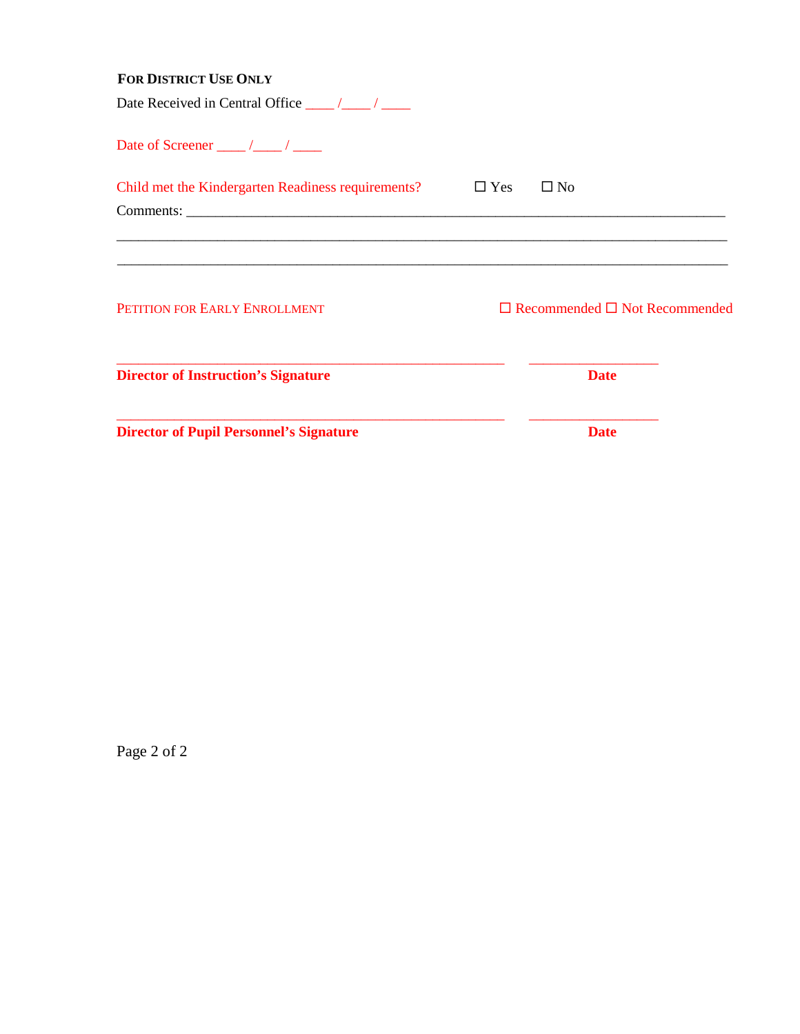**FOR DISTRICT USE ONLY**

Date Received in Central Office ____ /____ / ____

Date of Screener ____ /____ / ____

Child met the Kindergarten Readiness requirements? ☐ Yes ☐ No

Comments: ______________________________________________________________________________

_____________________________________________________________________________________

_____________________________________________________________________________________

PETITION FOR EARLY ENROLLMENT ☐ Recommended ☐ Not Recommended

_______________________________________________________ __________________

**Director of Instruction's Signature** **Date**

_______________________________________________________ __________________

**Director of Pupil Personnel's Signature** **Date**